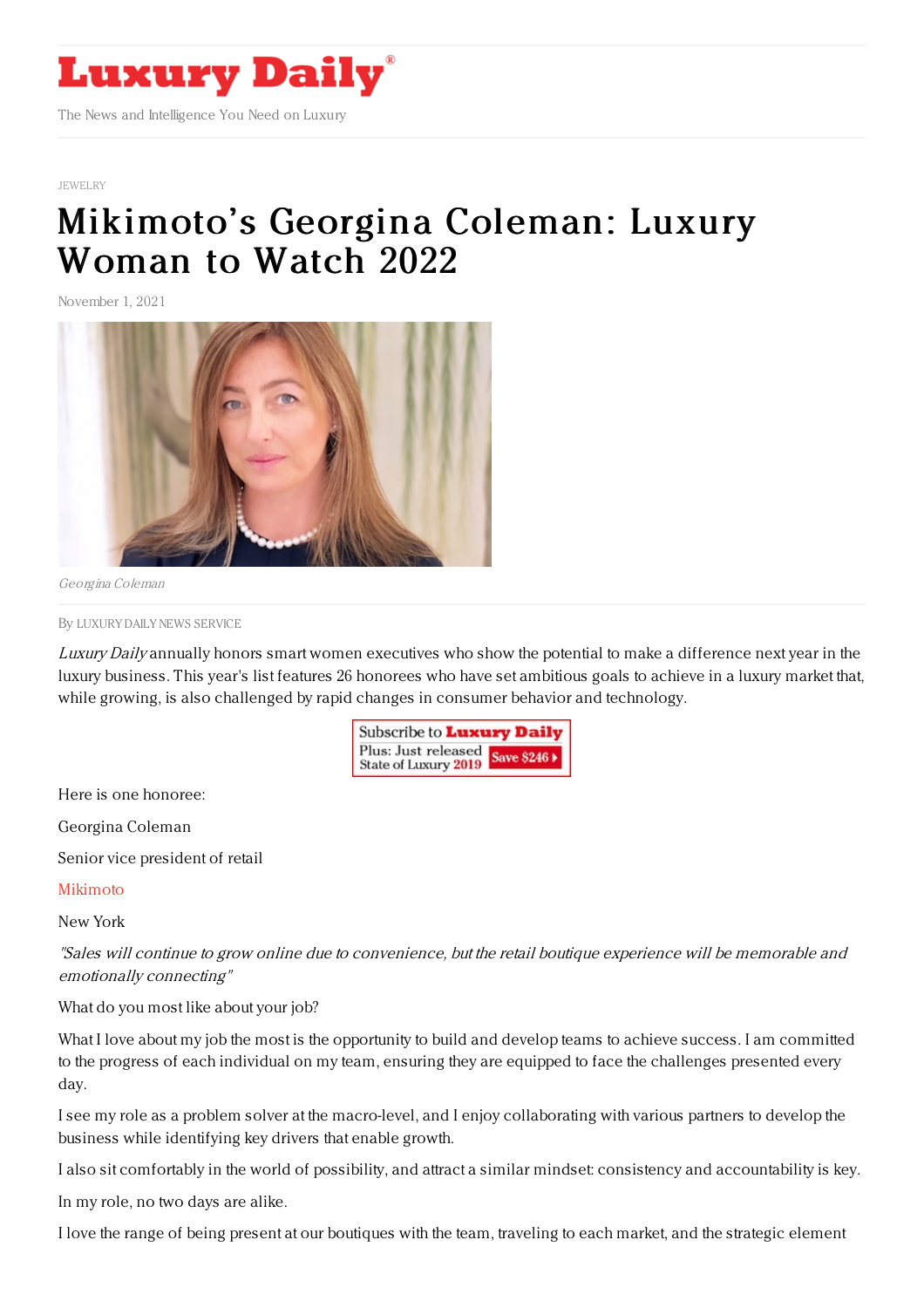# Luxury Daily

The News and Intelligence You Need on Luxury

JEWELRY

# Mikimoto's Georgina Coleman: Luxury Woman to Watch 2022

November 1, 2021

*Georgina Coleman*

By LUXURY DAILY NEWS SERVICE

*Luxury Daily* annually honors smart women executives who show the potential to make a difference next year in the luxury business. This year's list features 26 honorees who have set ambitious goals to achieve in a luxury market that, while growing, is also challenged by rapid changes in consumer behavior and technology.

Here is one honoree:

Georgina Coleman

Senior vice president of retail

Mikimoto

New York

*"Sales will continue to grow online due to convenience, but the retail boutique experience will be memorable and emotionally connecting"*

What do you most like about your job?

What I love about my job the most is the opportunity to build and develop teams to achieve success. I am committed to the progress of each individual on my team, ensuring they are equipped to face the challenges presented every day.

I see my role as a problem solver at the macro-level, and I enjoy collaborating with various partners to develop the business while identifying key drivers that enable growth.

I also sit comfortably in the world of possibility, and attract a similar mindset: consistency and accountability is key.

In my role, no two days are alike.

I love the range of being present at our boutiques with the team, traveling to each market, and the strategic element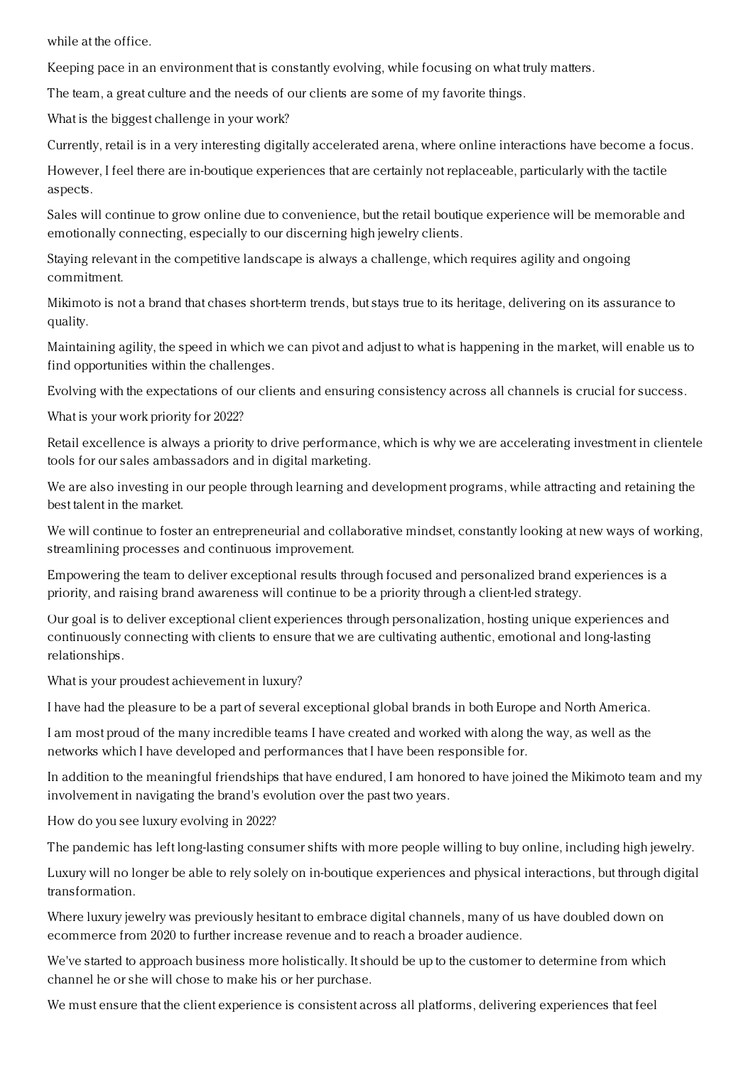while at the office.

Keeping pace in an environment that is constantly evolving, while focusing on what truly matters.

The team, a great culture and the needs of our clients are some of my favorite things.

What is the biggest challenge in your work?

Currently, retail is in a very interesting digitally accelerated arena, where online interactions have become a focus.

However, I feel there are in-boutique experiences that are certainly not replaceable, particularly with the tactile aspects.

Sales will continue to grow online due to convenience, but the retail boutique experience will be memorable and emotionally connecting, especially to our discerning high jewelry clients.

Staying relevant in the competitive landscape is always a challenge, which requires agility and ongoing commitment.

Mikimoto is not a brand that chases short-term trends, but stays true to its heritage, delivering on its assurance to quality.

Maintaining agility, the speed in which we can pivot and adjust to what is happening in the market, will enable us to find opportunities within the challenges.

Evolving with the expectations of our clients and ensuring consistency across all channels is crucial for success.

What is your work priority for 2022?

Retail excellence is always a priority to drive performance, which is why we are accelerating investment in clientele tools for our sales ambassadors and in digital marketing.

We are also investing in our people through learning and development programs, while attracting and retaining the best talent in the market.

We will continue to foster an entrepreneurial and collaborative mindset, constantly looking at new ways of working, streamlining processes and continuous improvement.

Empowering the team to deliver exceptional results through focused and personalized brand experiences is a priority, and raising brand awareness will continue to be a priority through a client-led strategy.

Our goal is to deliver exceptional client experiences through personalization, hosting unique experiences and continuously connecting with clients to ensure that we are cultivating authentic, emotional and long-lasting relationships.

What is your proudest achievement in luxury?

I have had the pleasure to be a part of several exceptional global brands in both Europe and North America.

I am most proud of the many incredible teams I have created and worked with along the way, as well as the networks which I have developed and performances that I have been responsible for.

In addition to the meaningful friendships that have endured, I am honored to have joined the Mikimoto team and my involvement in navigating the brand's evolution over the past two years.

How do you see luxury evolving in 2022?

The pandemic has left long-lasting consumer shifts with more people willing to buy online, including high jewelry.

Luxury will no longer be able to rely solely on in-boutique experiences and physical interactions, but through digital transformation.

Where luxury jewelry was previously hesitant to embrace digital channels, many of us have doubled down on ecommerce from 2020 to further increase revenue and to reach a broader audience.

We've started to approach business more holistically. It should be up to the customer to determine from which channel he or she will chose to make his or her purchase.

We must ensure that the client experience is consistent across all platforms, delivering experiences that feel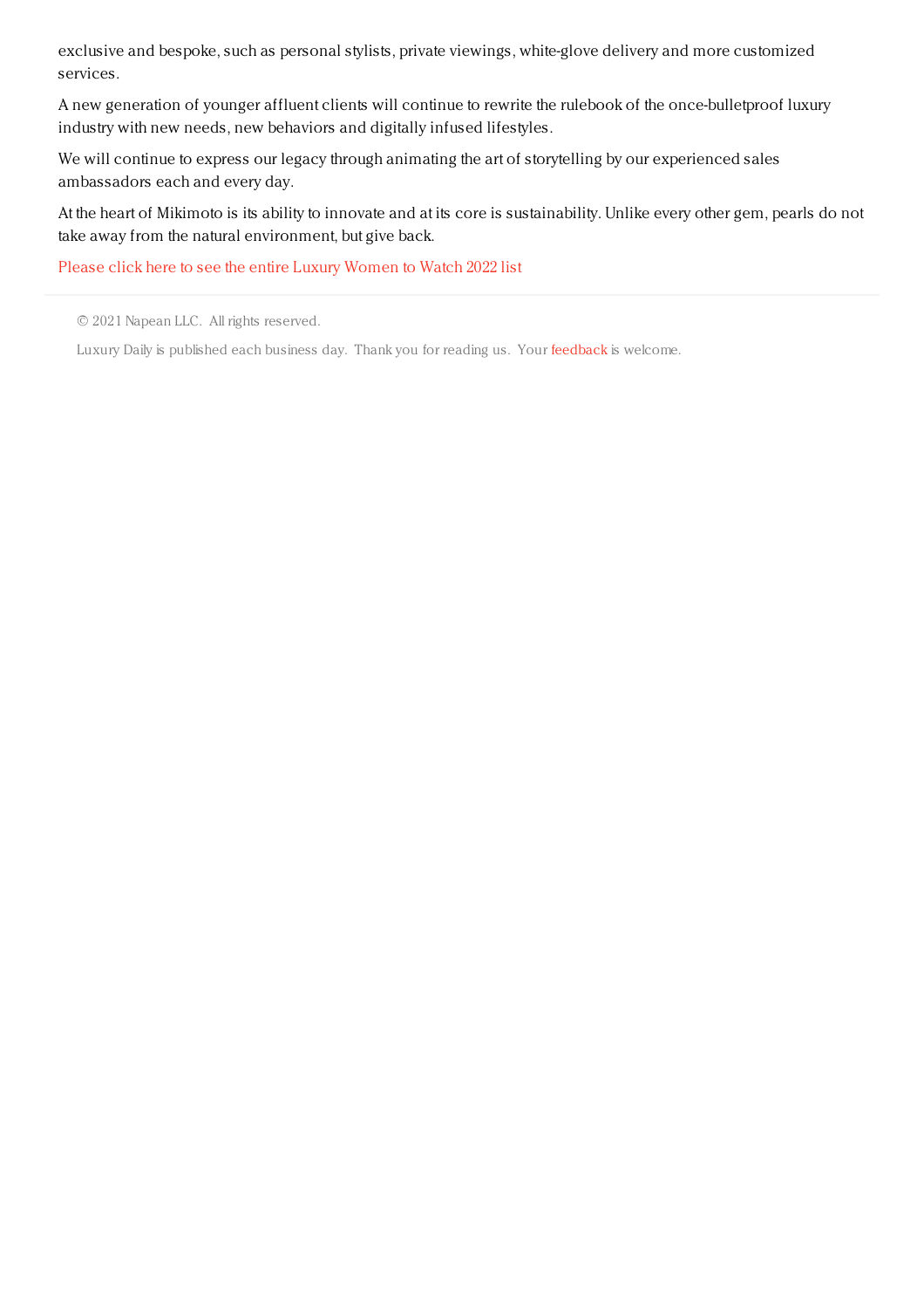exclusive and bespoke, such as personal stylists, private viewings, white-glove delivery and more customized services.

A new generation of younger affluent clients will continue to rewrite the rulebook of the once-bulletproof luxury industry with new needs, new behaviors and digitally infused lifestyles.

We will continue to express our legacy through animating the art of storytelling by our experienced sales ambassadors each and every day.

At the heart of Mikimoto is its ability to innovate and at its core is sustainability. Unlike every other gem, pearls do not take away from the natural environment, but give back.

Please click here to see the entire Luxury Women to Watch 2022 list

---

© 2021 Napean LLC. All rights reserved.

Luxury Daily is published each business day. Thank you for reading us. Your feedback is welcome.